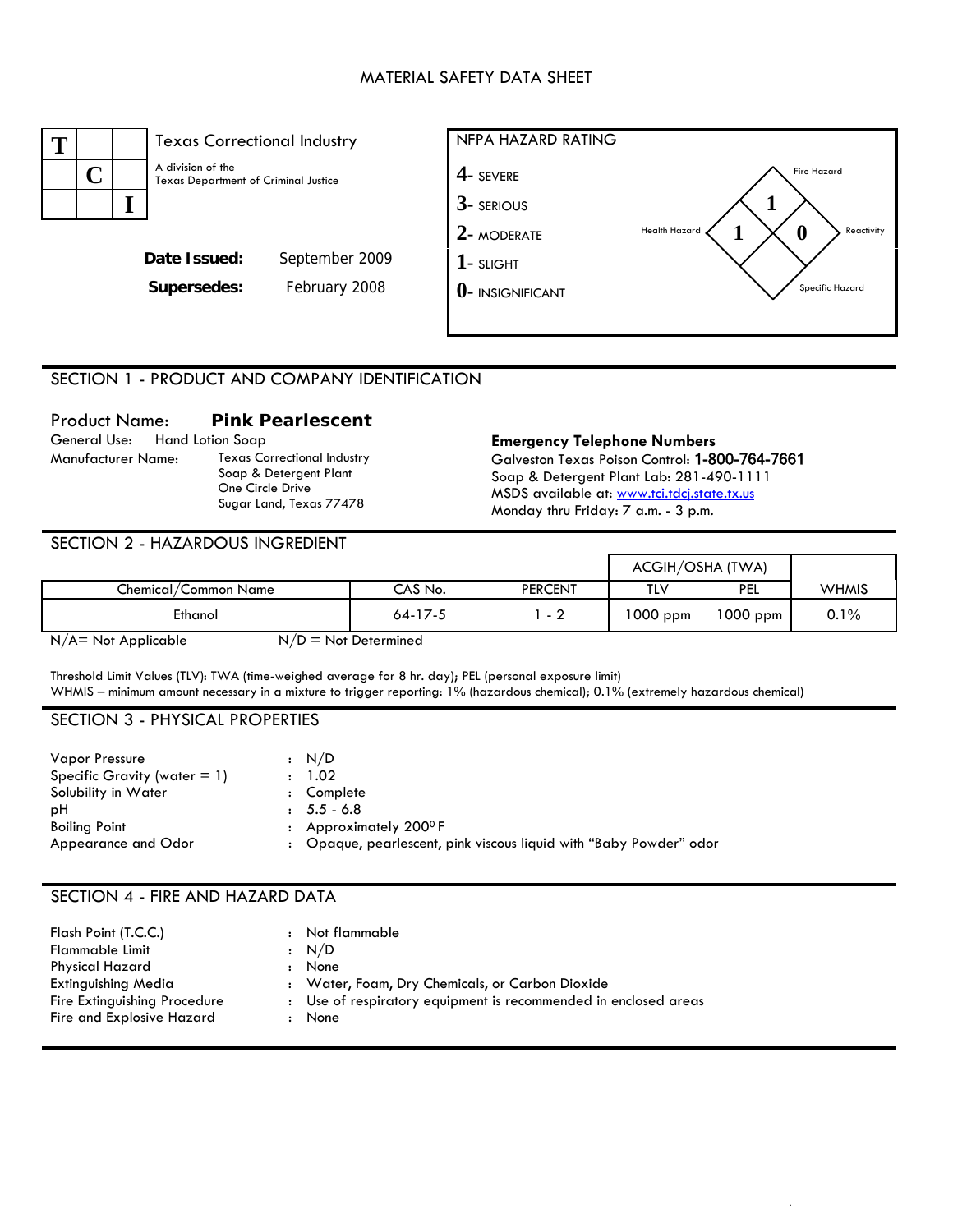# MATERIAL SAFETY DATA SHEET

**TCI**

Texas Correctional Industry

A division of the Texas Department of Criminal Justice

**Date Issued:** September 2009

**Supersedes:** February 2008

NFPA HAZARD RATING

- **4**- SEVERE
- **3**- SERIOUS
- **2**- MODERATE
- **1**- SLIGHT
- **0**- INSIGNIFICANT

Fire Hazard: 1
Health Hazard: 1
Reactivity: 0
Specific Hazard:

## SECTION 1 - PRODUCT AND COMPANY IDENTIFICATION

Product Name: **Pink Pearlescent**

General Use: Hand Lotion Soap

Manufacturer Name: Texas Correctional Industry
Soap & Detergent Plant
One Circle Drive
Sugar Land, Texas 77478

**Emergency Telephone Numbers**

Galveston Texas Poison Control: **1-800-764-7661**
Soap & Detergent Plant Lab: 281-490-1111
MSDS available at: www.tci.tdcj.state.tx.us
Monday thru Friday: 7 a.m. - 3 p.m.

## SECTION 2 - HAZARDOUS INGREDIENT

| Chemical/Common Name | CAS No. | PERCENT | ACGIH/OSHA (TWA) TLV | ACGIH/OSHA (TWA) PEL | WHMIS |
|---|---|---|---|---|---|
| Ethanol | 64-17-5 | 1 - 2 | 1000 ppm | 1000 ppm | 0.1% |

N/A= Not Applicable    N/D = Not Determined

Threshold Limit Values (TLV): TWA (time-weighed average for 8 hr. day); PEL (personal exposure limit)
WHMIS – minimum amount necessary in a mixture to trigger reporting: 1% (hazardous chemical); 0.1% (extremely hazardous chemical)

## SECTION 3 - PHYSICAL PROPERTIES

| | |
|---|---|
| Vapor Pressure | : N/D |
| Specific Gravity (water = 1) | : 1.02 |
| Solubility in Water | : Complete |
| pH | : 5.5 - 6.8 |
| Boiling Point | : Approximately 200$^0$ F |
| Appearance and Odor | : Opaque, pearlescent, pink viscous liquid with "Baby Powder" odor |

## SECTION 4 - FIRE AND HAZARD DATA

| | |
|---|---|
| Flash Point (T.C.C.) | : Not flammable |
| Flammable Limit | : N/D |
| Physical Hazard | : None |
| Extinguishing Media | : Water, Foam, Dry Chemicals, or Carbon Dioxide |
| Fire Extinguishing Procedure | : Use of respiratory equipment is recommended in enclosed areas |
| Fire and Explosive Hazard | : None |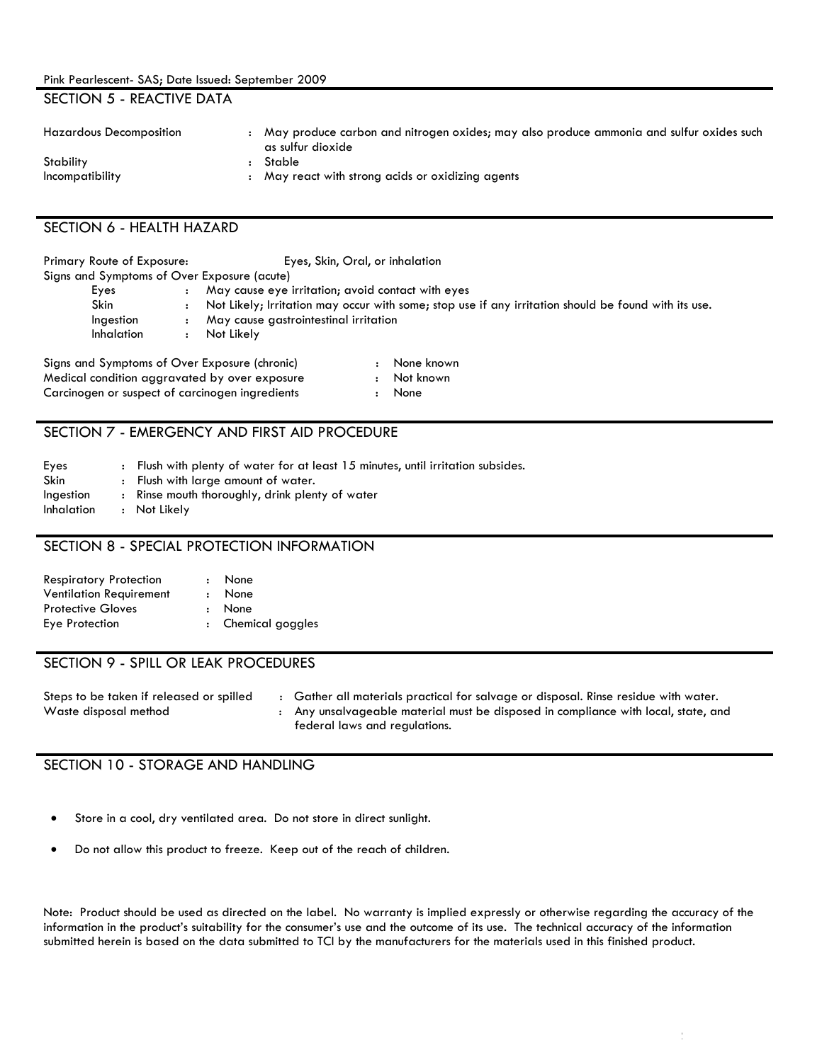## SECTION 5 - REACTIVE DATA

| | | |
|---|---|---|
| Hazardous Decomposition | : | May produce carbon and nitrogen oxides; may also produce ammonia and sulfur oxides such as sulfur dioxide |
| Stability | : | Stable |
| Incompatibility | : | May react with strong acids or oxidizing agents |

## SECTION 6 - HEALTH HAZARD

Primary Route of Exposure: Eyes, Skin, Oral, or inhalation

Signs and Symptoms of Over Exposure (acute)

| | | |
|---|---|---|
| Eyes | : | May cause eye irritation; avoid contact with eyes |
| Skin | : | Not Likely; Irritation may occur with some; stop use if any irritation should be found with its use. |
| Ingestion | : | May cause gastrointestinal irritation |
| Inhalation | : | Not Likely |

| | | |
|---|---|---|
| Signs and Symptoms of Over Exposure (chronic) | : | None known |
| Medical condition aggravated by over exposure | : | Not known |
| Carcinogen or suspect of carcinogen ingredients | : | None |

## SECTION 7 - EMERGENCY AND FIRST AID PROCEDURE

| | | |
|---|---|---|
| Eyes | : | Flush with plenty of water for at least 15 minutes, until irritation subsides. |
| Skin | : | Flush with large amount of water. |
| Ingestion | : | Rinse mouth thoroughly, drink plenty of water |
| Inhalation | : | Not Likely |

## SECTION 8 - SPECIAL PROTECTION INFORMATION

| | | |
|---|---|---|
| Respiratory Protection | : | None |
| Ventilation Requirement | : | None |
| Protective Gloves | : | None |
| Eye Protection | : | Chemical goggles |

## SECTION 9 - SPILL OR LEAK PROCEDURES

| | | |
|---|---|---|
| Steps to be taken if released or spilled | : | Gather all materials practical for salvage or disposal. Rinse residue with water. |
| Waste disposal method | : | Any unsalvageable material must be disposed in compliance with local, state, and federal laws and regulations. |

## SECTION 10 - STORAGE AND HANDLING

- Store in a cool, dry ventilated area. Do not store in direct sunlight.
- Do not allow this product to freeze. Keep out of the reach of children.

Note: Product should be used as directed on the label. No warranty is implied expressly or otherwise regarding the accuracy of the information in the product's suitability for the consumer's use and the outcome of its use. The technical accuracy of the information submitted herein is based on the data submitted to TCI by the manufacturers for the materials used in this finished product.